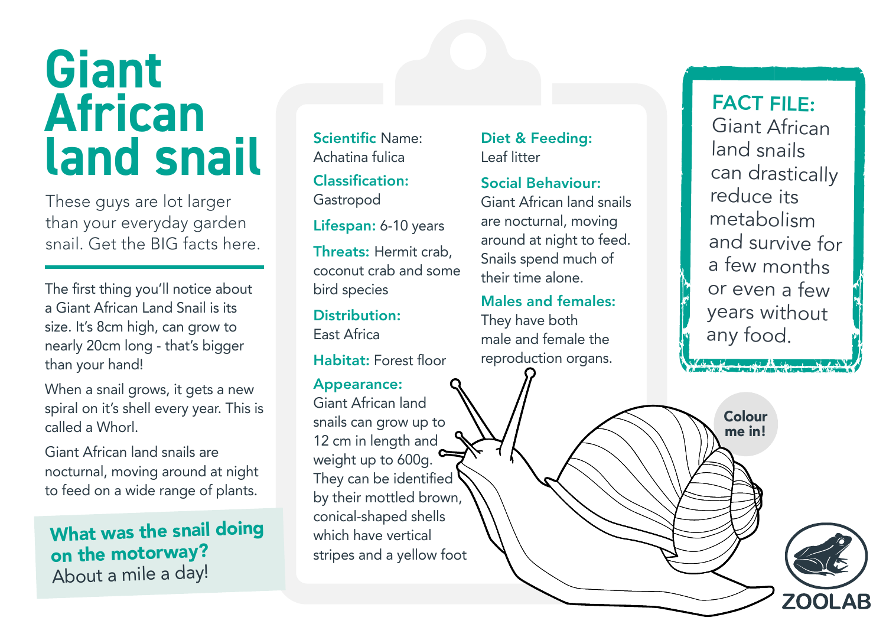# Giant African land snail

These guys are lot larger than your everyday garden snail. Get the BIG facts here.

The first thing you'll notice about a Giant African Land Snail is its size. It's 8cm high, can grow to nearly 20cm long - that's bigger than your hand!

When a snail grows, it gets a new spiral on it's shell every year. This is called a Whorl.

Giant African land snails are nocturnal, moving around at night to feed on a wide range of plants.

**What was the snail doing on the motorway?**
About a mile a day!

**Scientific Name:**
Achatina fulica

**Classification:**
Gastropod

**Lifespan:** 6-10 years

**Threats:** Hermit crab, coconut crab and some bird species

**Distribution:**
East Africa

**Habitat:** Forest floor

**Appearance:**
Giant African land snails can grow up to 12 cm in length and weight up to 600g. They can be identified by their mottled brown, conical-shaped shells which have vertical stripes and a yellow foot

**Diet & Feeding:**
Leaf litter

**Social Behaviour:**
Giant African land snails are nocturnal, moving around at night to feed. Snails spend much of their time alone.

**Males and females:**
They have both male and female the reproduction organs.

**FACT FILE:**
Giant African land snails can drastically reduce its metabolism and survive for a few months or even a few years without any food.

Colour me in!

ZOOLAB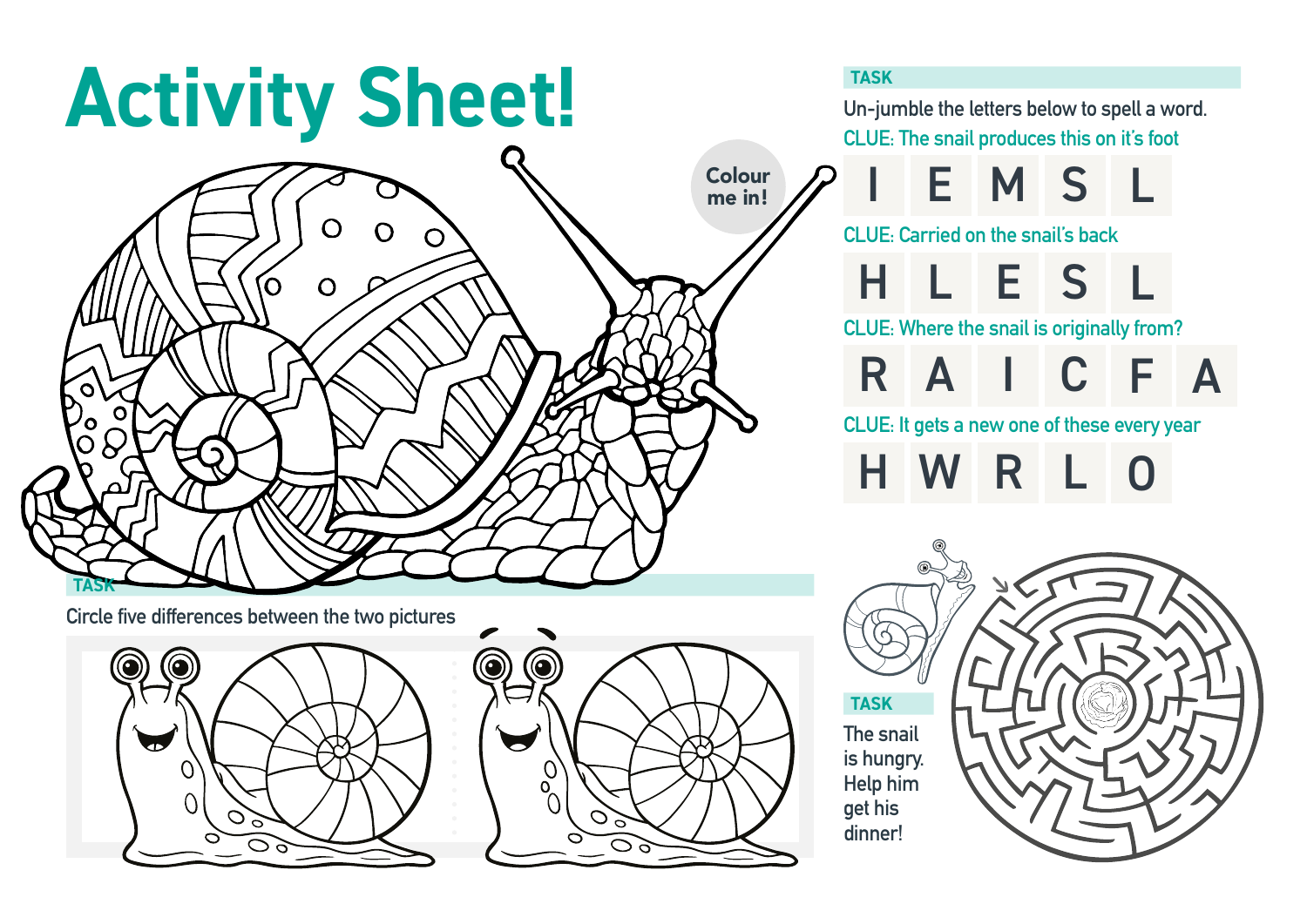# Activity Sheet!

Colour me in!

## TASK

Un-jumble the letters below to spell a word.

CLUE: The snail produces this on it's foot

| I | E | M | S | L |
|---|---|---|---|---|

CLUE: Carried on the snail's back

| H | L | E | S | L |
|---|---|---|---|---|

CLUE: Where the snail is originally from?

| R | A | I | C | F | A |
|---|---|---|---|---|---|

CLUE: It gets a new one of these every year

| H | W | R | L | O |
|---|---|---|---|---|

## TASK

Circle five differences between the two pictures

## TASK

The snail is hungry. Help him get his dinner!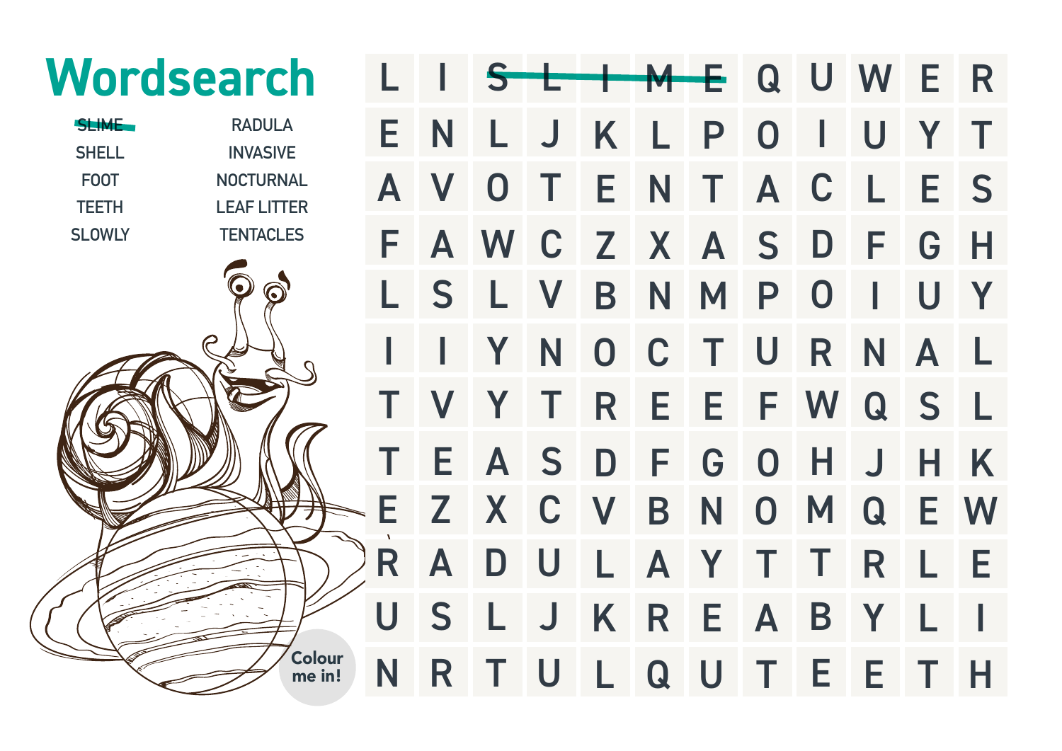# Wordsearch

| | |
|---|---|
| ~~SLIME~~ | RADULA |
| SHELL | INVASIVE |
| FOOT | NOCTURNAL |
| TEETH | LEAF LITTER |
| SLOWLY | TENTACLES |

Colour me in!

| | | | | | | | | | | | |
|---|---|---|---|---|---|---|---|---|---|---|---|
| L | I | ~~S~~ | ~~L~~ | ~~I~~ | ~~M~~ | ~~E~~ | Q | U | W | E | R |
| E | N | L | J | K | L | P | O | I | U | Y | T |
| A | V | O | T | E | N | T | A | C | L | E | S |
| F | A | W | C | Z | X | A | S | D | F | G | H |
| L | S | L | V | B | N | M | P | O | I | U | Y |
| I | I | Y | N | O | C | T | U | R | N | A | L |
| T | V | Y | T | R | E | E | F | W | Q | S | L |
| T | E | A | S | D | F | G | O | H | J | H | K |
| E | Z | X | C | V | B | N | O | M | Q | E | W |
| R | A | D | U | L | A | Y | T | T | R | L | E |
| U | S | L | J | K | R | E | A | B | Y | L | I |
| N | R | T | U | L | Q | U | T | E | E | T | H |